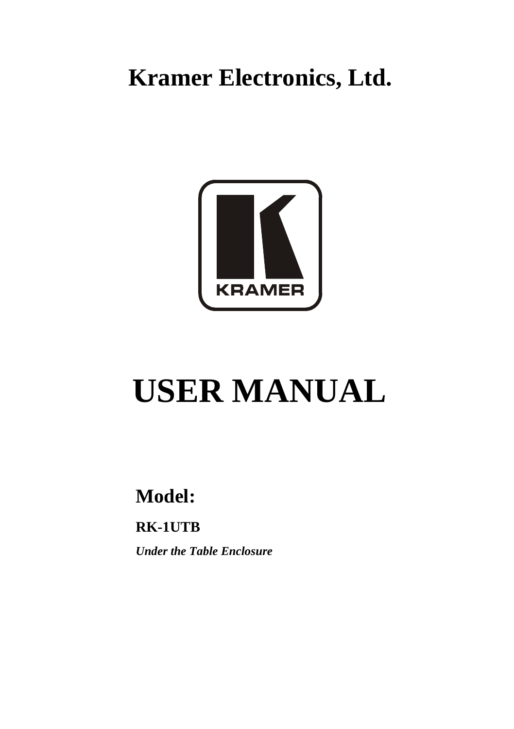# Kramer Electronics, Ltd.

# USER MANUAL

## Model:

**RK-1UTB**

***Under the Table Enclosure***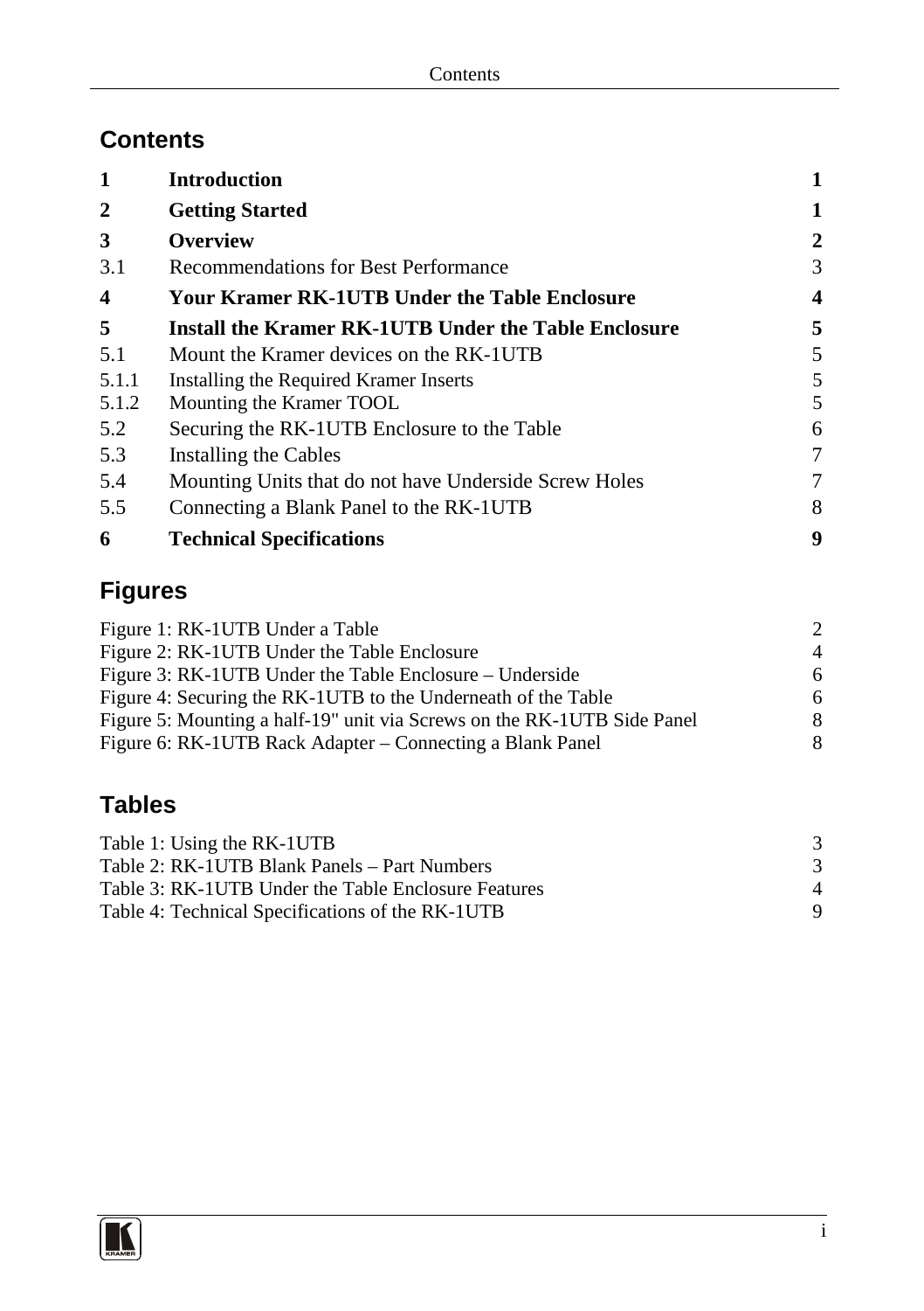## Contents

| | | |
|---|---|---|
| **1** | **Introduction** | **1** |
| **2** | **Getting Started** | **1** |
| **3** | **Overview** | **2** |
| 3.1 | Recommendations for Best Performance | 3 |
| **4** | **Your Kramer RK-1UTB Under the Table Enclosure** | **4** |
| **5** | **Install the Kramer RK-1UTB Under the Table Enclosure** | **5** |
| 5.1 | Mount the Kramer devices on the RK-1UTB | 5 |
| 5.1.1 | Installing the Required Kramer Inserts | 5 |
| 5.1.2 | Mounting the Kramer TOOL | 5 |
| 5.2 | Securing the RK-1UTB Enclosure to the Table | 6 |
| 5.3 | Installing the Cables | 7 |
| 5.4 | Mounting Units that do not have Underside Screw Holes | 7 |
| 5.5 | Connecting a Blank Panel to the RK-1UTB | 8 |
| **6** | **Technical Specifications** | **9** |

## Figures

| | |
|---|---|
| Figure 1: RK-1UTB Under a Table | 2 |
| Figure 2: RK-1UTB Under the Table Enclosure | 4 |
| Figure 3: RK-1UTB Under the Table Enclosure – Underside | 6 |
| Figure 4: Securing the RK-1UTB to the Underneath of the Table | 6 |
| Figure 5: Mounting a half-19" unit via Screws on the RK-1UTB Side Panel | 8 |
| Figure 6: RK-1UTB Rack Adapter – Connecting a Blank Panel | 8 |

## Tables

| | |
|---|---|
| Table 1: Using the RK-1UTB | 3 |
| Table 2: RK-1UTB Blank Panels – Part Numbers | 3 |
| Table 3: RK-1UTB Under the Table Enclosure Features | 4 |
| Table 4: Technical Specifications of the RK-1UTB | 9 |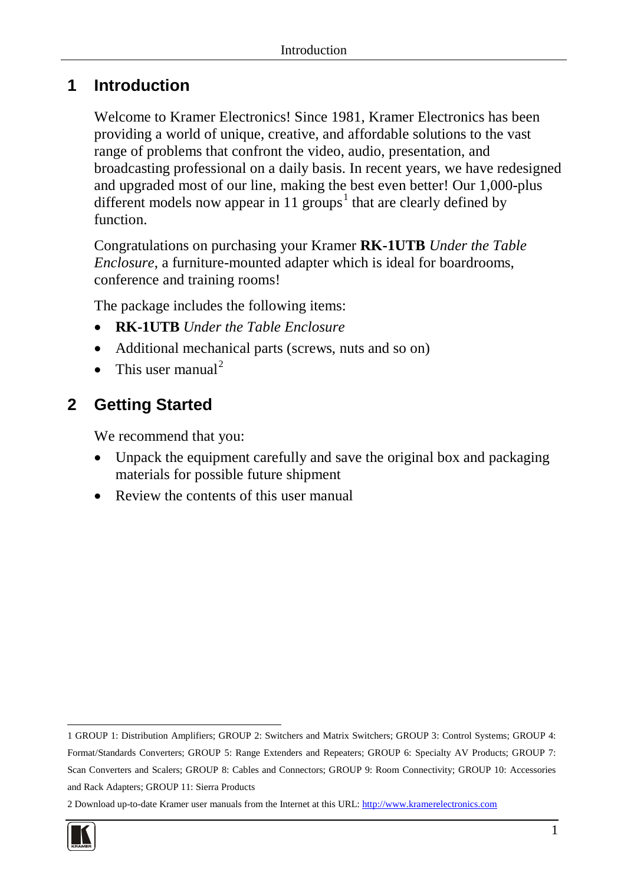# 1 Introduction

Welcome to Kramer Electronics! Since 1981, Kramer Electronics has been providing a world of unique, creative, and affordable solutions to the vast range of problems that confront the video, audio, presentation, and broadcasting professional on a daily basis. In recent years, we have redesigned and upgraded most of our line, making the best even better! Our 1,000-plus different models now appear in 11 groups[1] that are clearly defined by function.

Congratulations on purchasing your Kramer **RK-1UTB** *Under the Table Enclosure*, a furniture-mounted adapter which is ideal for boardrooms, conference and training rooms!

The package includes the following items:

- **RK-1UTB** *Under the Table Enclosure*
- Additional mechanical parts (screws, nuts and so on)
- This user manual[2]

# 2 Getting Started

We recommend that you:

- Unpack the equipment carefully and save the original box and packaging materials for possible future shipment
- Review the contents of this user manual

---

1 GROUP 1: Distribution Amplifiers; GROUP 2: Switchers and Matrix Switchers; GROUP 3: Control Systems; GROUP 4: Format/Standards Converters; GROUP 5: Range Extenders and Repeaters; GROUP 6: Specialty AV Products; GROUP 7: Scan Converters and Scalers; GROUP 8: Cables and Connectors; GROUP 9: Room Connectivity; GROUP 10: Accessories and Rack Adapters; GROUP 11: Sierra Products

2 Download up-to-date Kramer user manuals from the Internet at this URL: http://www.kramerelectronics.com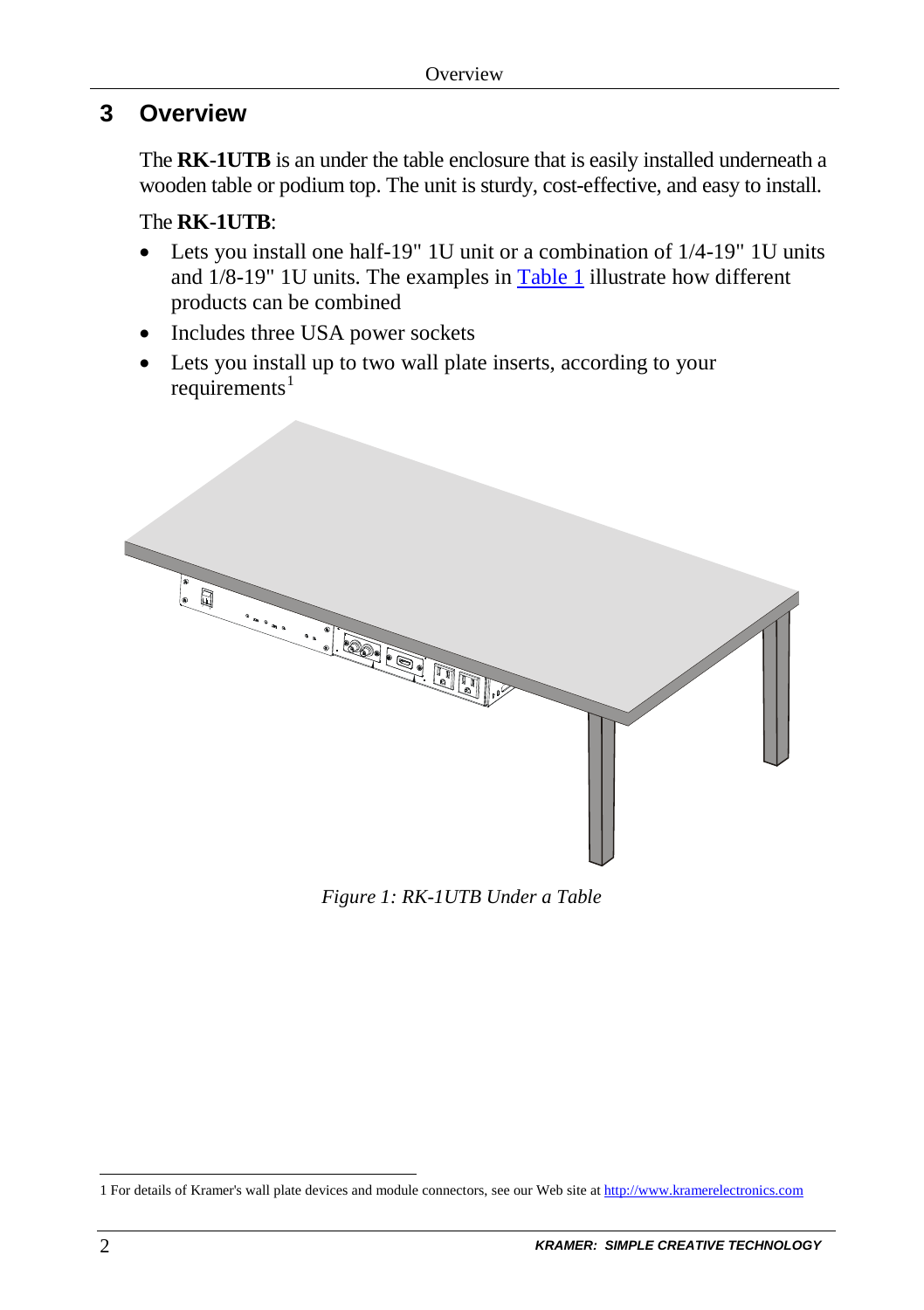# 3 Overview

The **RK-1UTB** is an under the table enclosure that is easily installed underneath a wooden table or podium top. The unit is sturdy, cost-effective, and easy to install.

The **RK-1UTB**:

- Lets you install one half-19" 1U unit or a combination of 1/4-19" 1U units and 1/8-19" 1U units. The examples in Table 1 illustrate how different products can be combined
- Includes three USA power sockets
- Lets you install up to two wall plate inserts, according to your requirements[1]

*Figure 1: RK-1UTB Under a Table*

1 For details of Kramer's wall plate devices and module connectors, see our Web site at http://www.kramerelectronics.com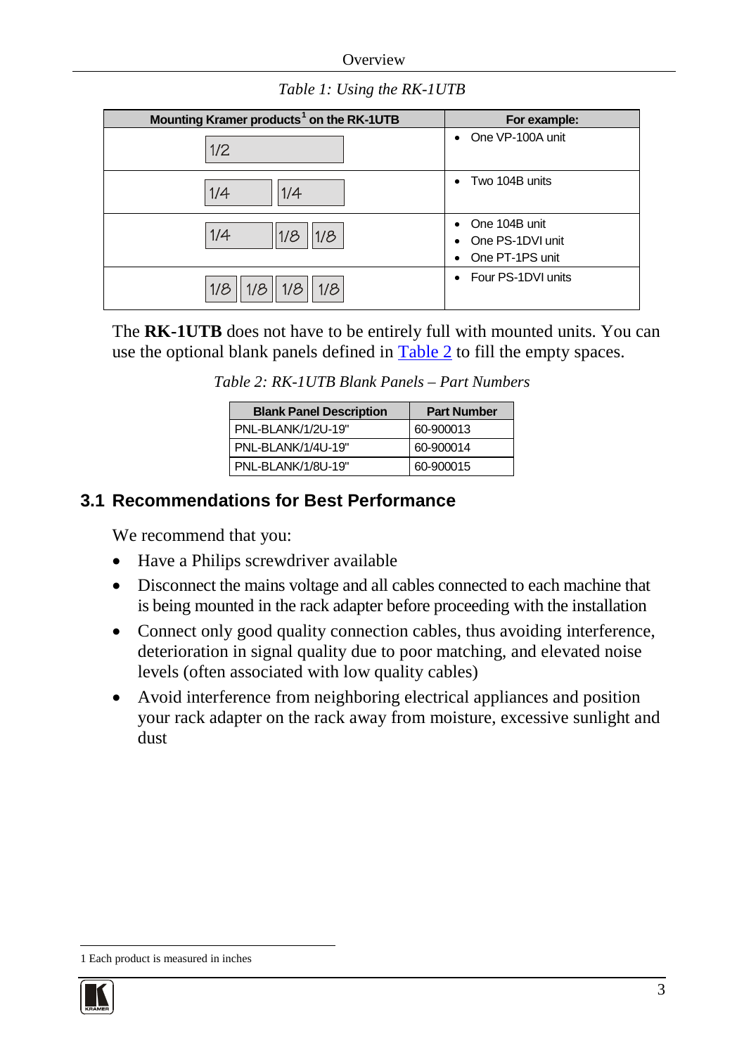*Table 1: Using the RK-1UTB*

| Mounting Kramer products[1] on the RK-1UTB | For example: |
|---|---|
| 1/2 | • One VP-100A unit |
| 1/4 &nbsp; 1/4 | • Two 104B units |
| 1/4 &nbsp; 1/8 &nbsp; 1/8 | • One 104B unit<br>• One PS-1DVI unit<br>• One PT-1PS unit |
| 1/8 &nbsp; 1/8 &nbsp; 1/8 &nbsp; 1/8 | • Four PS-1DVI units |

The **RK-1UTB** does not have to be entirely full with mounted units. You can use the optional blank panels defined in Table 2 to fill the empty spaces.

*Table 2: RK-1UTB Blank Panels – Part Numbers*

| Blank Panel Description | Part Number |
|---|---|
| PNL-BLANK/1/2U-19" | 60-900013 |
| PNL-BLANK/1/4U-19" | 60-900014 |
| PNL-BLANK/1/8U-19" | 60-900015 |

## 3.1 Recommendations for Best Performance

We recommend that you:

- Have a Philips screwdriver available
- Disconnect the mains voltage and all cables connected to each machine that is being mounted in the rack adapter before proceeding with the installation
- Connect only good quality connection cables, thus avoiding interference, deterioration in signal quality due to poor matching, and elevated noise levels (often associated with low quality cables)
- Avoid interference from neighboring electrical appliances and position your rack adapter on the rack away from moisture, excessive sunlight and dust

[1] Each product is measured in inches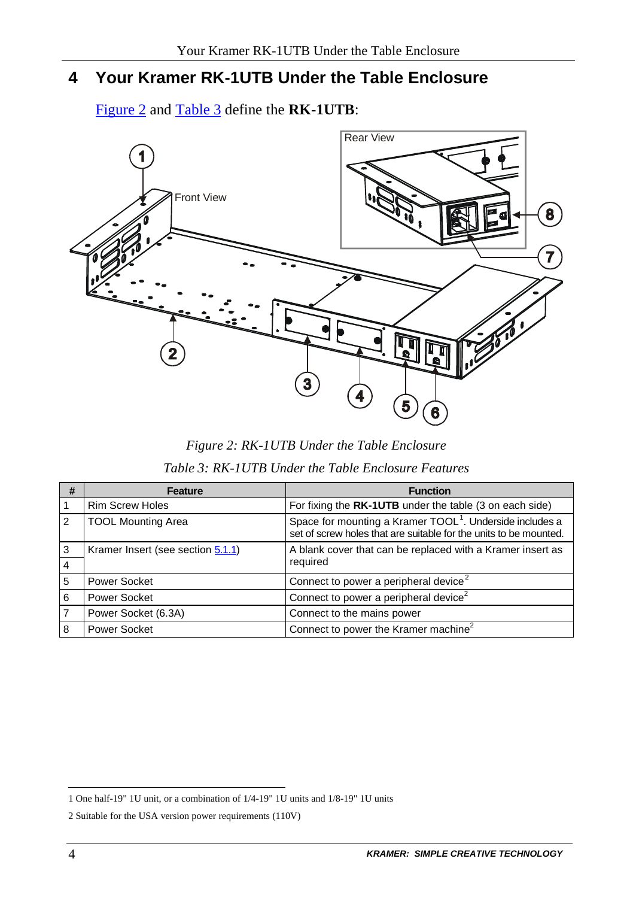# 4 Your Kramer RK-1UTB Under the Table Enclosure

Figure 2 and Table 3 define the **RK-1UTB**:

*Figure 2: RK-1UTB Under the Table Enclosure*

*Table 3: RK-1UTB Under the Table Enclosure Features*

| # | Feature | Function |
|---|---|---|
| 1 | Rim Screw Holes | For fixing the **RK-1UTB** under the table (3 on each side) |
| 2 | TOOL Mounting Area | Space for mounting a Kramer TOOL[1]. Underside includes a set of screw holes that are suitable for the units to be mounted. |
| 3 | Kramer Insert (see section 5.1.1) | A blank cover that can be replaced with a Kramer insert as required |
| 4 | | |
| 5 | Power Socket | Connect to power a peripheral device[2] |
| 6 | Power Socket | Connect to power a peripheral device[2] |
| 7 | Power Socket (6.3A) | Connect to the mains power |
| 8 | Power Socket | Connect to power the Kramer machine[2] |

1 One half-19" 1U unit, or a combination of 1/4-19" 1U units and 1/8-19" 1U units

2 Suitable for the USA version power requirements (110V)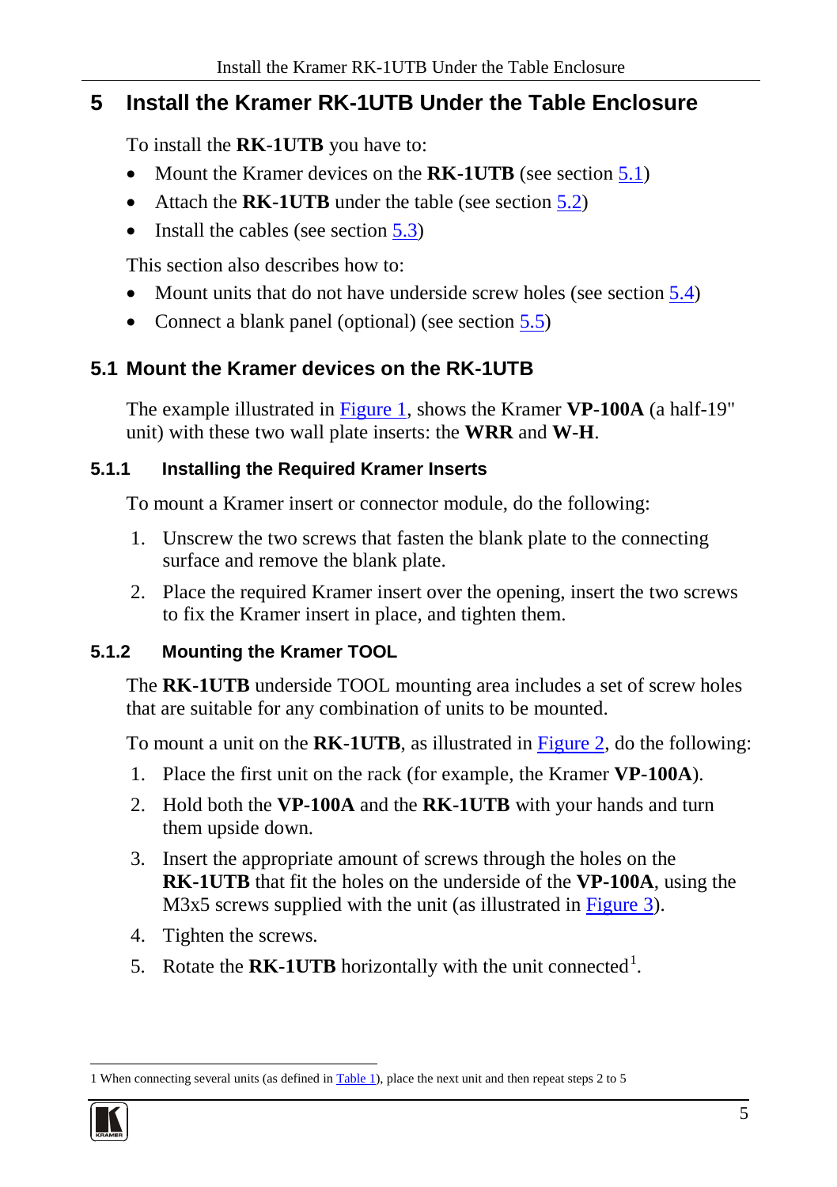# 5 Install the Kramer RK-1UTB Under the Table Enclosure

To install the **RK-1UTB** you have to:

- Mount the Kramer devices on the **RK-1UTB** (see section 5.1)
- Attach the **RK-1UTB** under the table (see section 5.2)
- Install the cables (see section 5.3)

This section also describes how to:

- Mount units that do not have underside screw holes (see section 5.4)
- Connect a blank panel (optional) (see section 5.5)

## 5.1 Mount the Kramer devices on the RK-1UTB

The example illustrated in Figure 1, shows the Kramer **VP-100A** (a half-19" unit) with these two wall plate inserts: the **WRR** and **W-H**.

### 5.1.1 Installing the Required Kramer Inserts

To mount a Kramer insert or connector module, do the following:

1. Unscrew the two screws that fasten the blank plate to the connecting surface and remove the blank plate.
2. Place the required Kramer insert over the opening, insert the two screws to fix the Kramer insert in place, and tighten them.

### 5.1.2 Mounting the Kramer TOOL

The **RK-1UTB** underside TOOL mounting area includes a set of screw holes that are suitable for any combination of units to be mounted.

To mount a unit on the **RK-1UTB**, as illustrated in Figure 2, do the following:

1. Place the first unit on the rack (for example, the Kramer **VP-100A**).
2. Hold both the **VP-100A** and the **RK-1UTB** with your hands and turn them upside down.
3. Insert the appropriate amount of screws through the holes on the **RK-1UTB** that fit the holes on the underside of the **VP-100A**, using the M3x5 screws supplied with the unit (as illustrated in Figure 3).
4. Tighten the screws.
5. Rotate the **RK-1UTB** horizontally with the unit connected[1].

[1] When connecting several units (as defined in Table 1), place the next unit and then repeat steps 2 to 5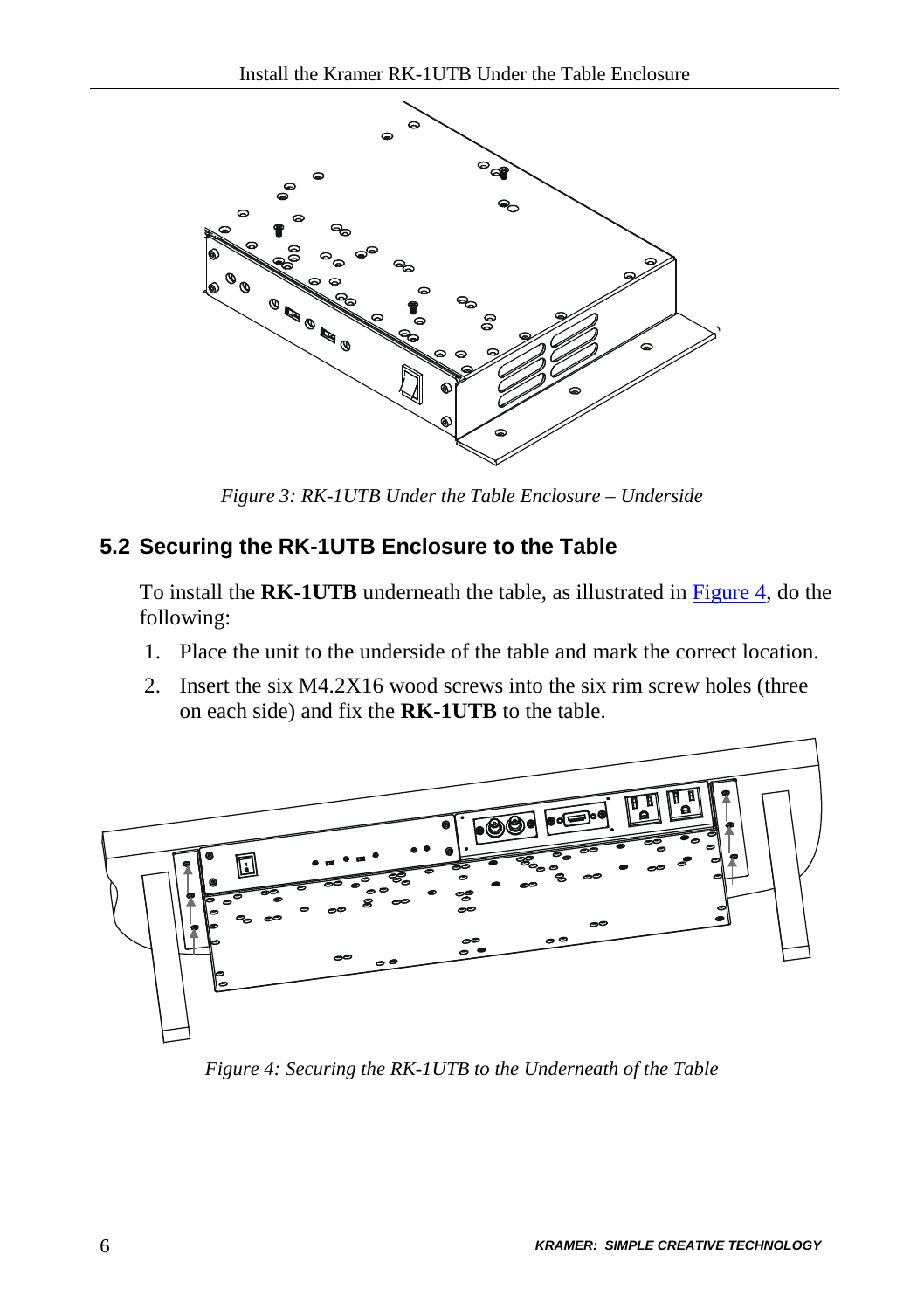Figure 3: RK-1UTB Under the Table Enclosure – Underside

## 5.2 Securing the RK-1UTB Enclosure to the Table

To install the **RK-1UTB** underneath the table, as illustrated in Figure 4, do the following:

1. Place the unit to the underside of the table and mark the correct location.
2. Insert the six M4.2X16 wood screws into the six rim screw holes (three on each side) and fix the **RK-1UTB** to the table.

Figure 4: Securing the RK-1UTB to the Underneath of the Table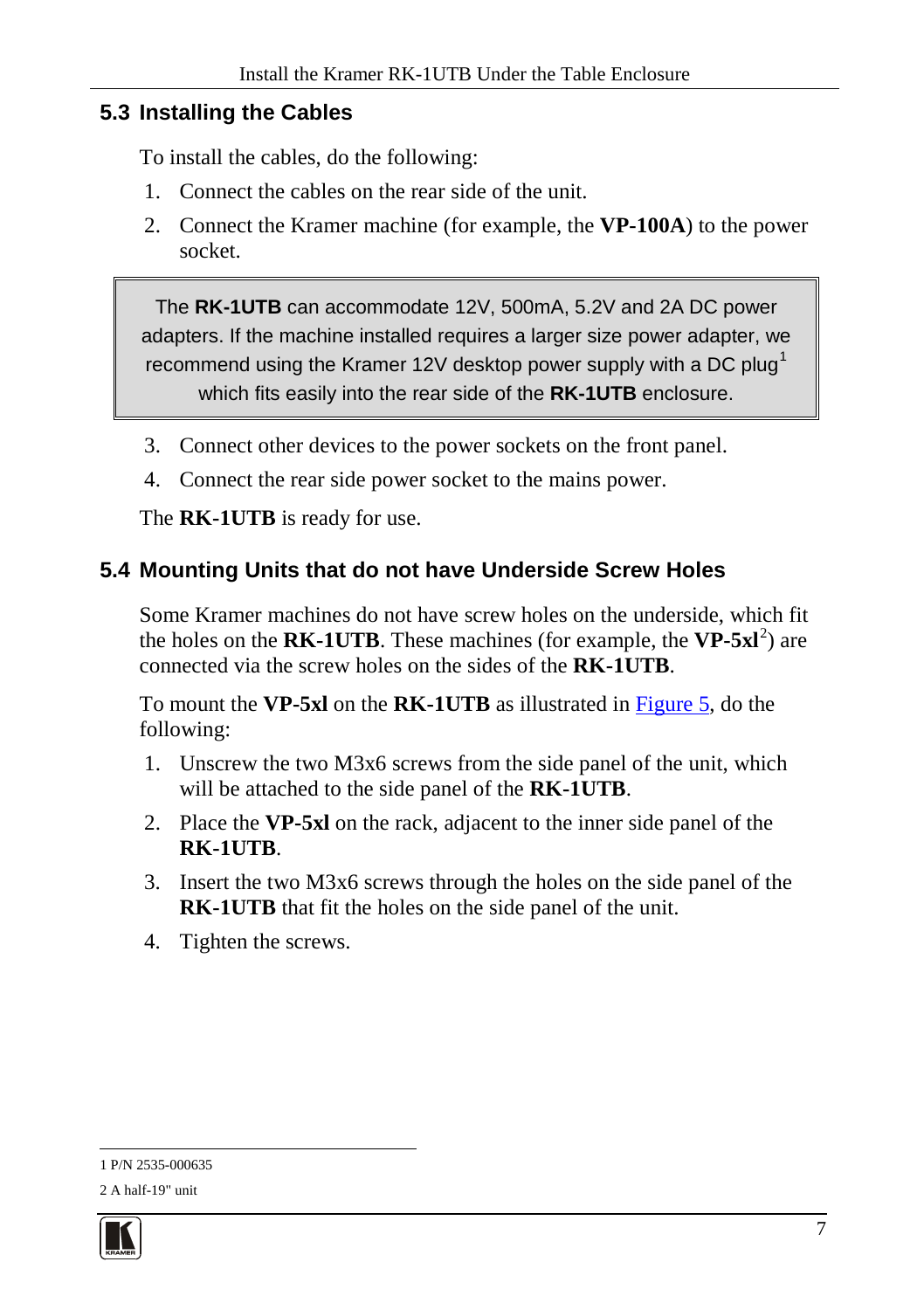## 5.3 Installing the Cables

To install the cables, do the following:

1. Connect the cables on the rear side of the unit.
2. Connect the Kramer machine (for example, the **VP-100A**) to the power socket.

> The **RK-1UTB** can accommodate 12V, 500mA, 5.2V and 2A DC power adapters. If the machine installed requires a larger size power adapter, we recommend using the Kramer 12V desktop power supply with a DC plug[1] which fits easily into the rear side of the **RK-1UTB** enclosure.

3. Connect other devices to the power sockets on the front panel.
4. Connect the rear side power socket to the mains power.

The **RK-1UTB** is ready for use.

## 5.4 Mounting Units that do not have Underside Screw Holes

Some Kramer machines do not have screw holes on the underside, which fit the holes on the **RK-1UTB**. These machines (for example, the **VP-5xl**[2]) are connected via the screw holes on the sides of the **RK-1UTB**.

To mount the **VP-5xl** on the **RK-1UTB** as illustrated in Figure 5, do the following:

1. Unscrew the two M3x6 screws from the side panel of the unit, which will be attached to the side panel of the **RK-1UTB**.
2. Place the **VP-5xl** on the rack, adjacent to the inner side panel of the **RK-1UTB**.
3. Insert the two M3x6 screws through the holes on the side panel of the **RK-1UTB** that fit the holes on the side panel of the unit.
4. Tighten the screws.

---

1 P/N 2535-000635

2 A half-19" unit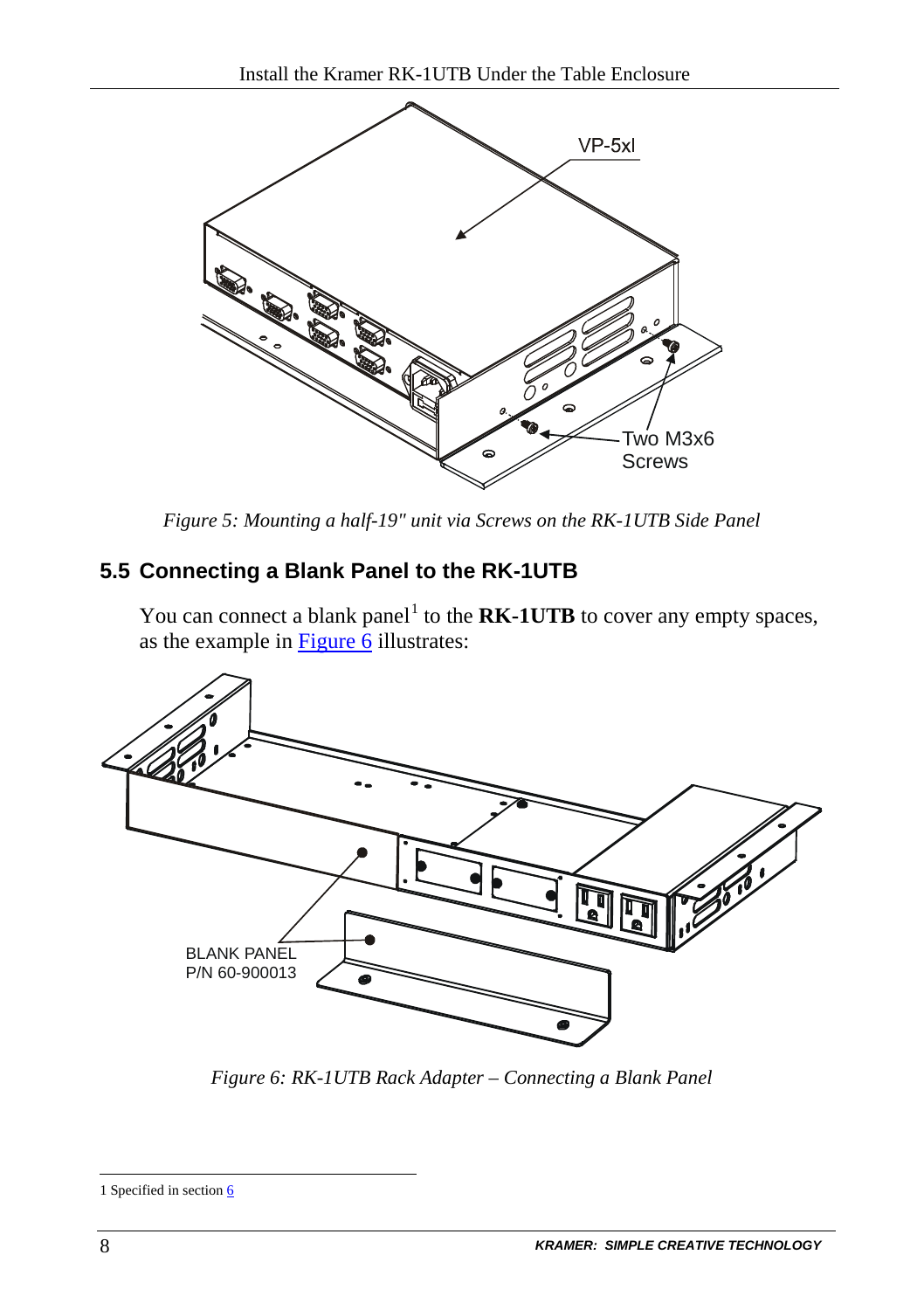Figure 5: Mounting a half-19" unit via Screws on the RK-1UTB Side Panel

## 5.5 Connecting a Blank Panel to the RK-1UTB

You can connect a blank panel[1] to the **RK-1UTB** to cover any empty spaces, as the example in Figure 6 illustrates:

Figure 6: RK-1UTB Rack Adapter – Connecting a Blank Panel

1 Specified in section 6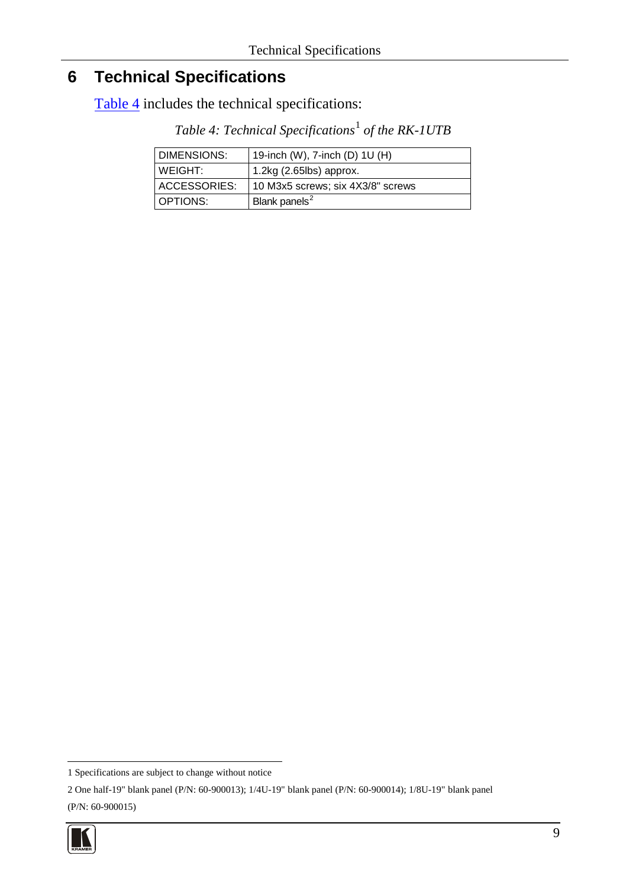# 6 Technical Specifications

Table 4 includes the technical specifications:

*Table 4: Technical Specifications[1] of the RK-1UTB*

| | |
|---|---|
| DIMENSIONS: | 19-inch (W), 7-inch (D) 1U (H) |
| WEIGHT: | 1.2kg (2.65lbs) approx. |
| ACCESSORIES: | 10 M3x5 screws; six 4X3/8" screws |
| OPTIONS: | Blank panels[2] |

1 Specifications are subject to change without notice

2 One half-19" blank panel (P/N: 60-900013); 1/4U-19" blank panel (P/N: 60-900014); 1/8U-19" blank panel (P/N: 60-900015)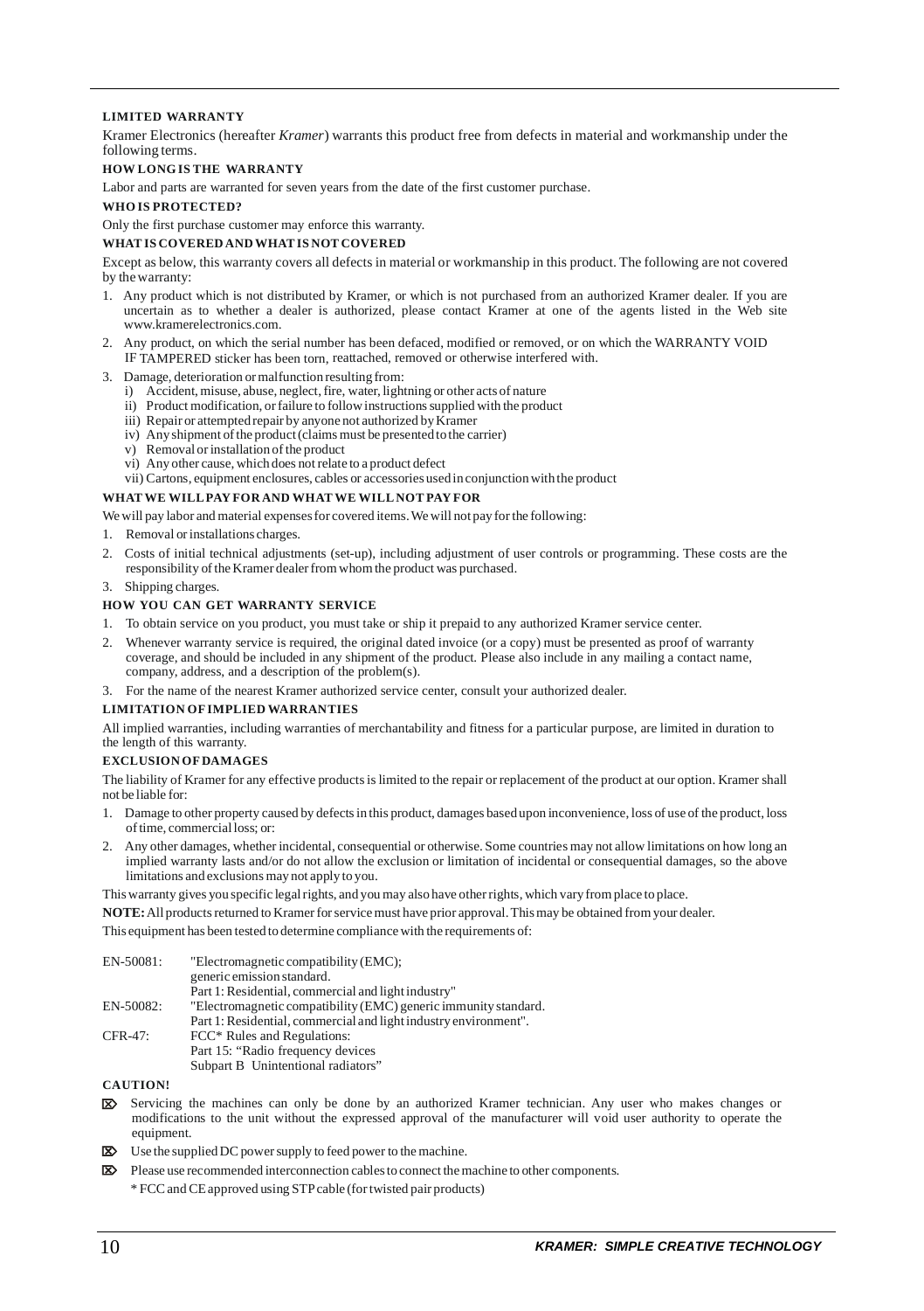## LIMITED WARRANTY

Kramer Electronics (hereafter *Kramer*) warrants this product free from defects in material and workmanship under the following terms.

### HOW LONG IS THE WARRANTY

Labor and parts are warranted for seven years from the date of the first customer purchase.

### WHO IS PROTECTED?

Only the first purchase customer may enforce this warranty.

### WHAT IS COVERED AND WHAT IS NOT COVERED

Except as below, this warranty covers all defects in material or workmanship in this product. The following are not covered by the warranty:

1. Any product which is not distributed by Kramer, or which is not purchased from an authorized Kramer dealer. If you are uncertain as to whether a dealer is authorized, please contact Kramer at one of the agents listed in the Web site www.kramerelectronics.com.
2. Any product, on which the serial number has been defaced, modified or removed, or on which the WARRANTY VOID IF TAMPERED sticker has been torn, reattached, removed or otherwise interfered with.
3. Damage, deterioration or malfunction resulting from:
   i) Accident, misuse, abuse, neglect, fire, water, lightning or other acts of nature
   ii) Product modification, or failure to follow instructions supplied with the product
   iii) Repair or attempted repair by anyone not authorized by Kramer
   iv) Any shipment of the product (claims must be presented to the carrier)
   v) Removal or installation of the product
   vi) Any other cause, which does not relate to a product defect
   vii) Cartons, equipment enclosures, cables or accessories used in conjunction with the product

### WHAT WE WILL PAY FOR AND WHAT WE WILL NOT PAY FOR

We will pay labor and material expenses for covered items. We will not pay for the following:

1. Removal or installations charges.
2. Costs of initial technical adjustments (set-up), including adjustment of user controls or programming. These costs are the responsibility of the Kramer dealer from whom the product was purchased.
3. Shipping charges.

### HOW YOU CAN GET WARRANTY SERVICE

1. To obtain service on you product, you must take or ship it prepaid to any authorized Kramer service center.
2. Whenever warranty service is required, the original dated invoice (or a copy) must be presented as proof of warranty coverage, and should be included in any shipment of the product. Please also include in any mailing a contact name, company, address, and a description of the problem(s).
3. For the name of the nearest Kramer authorized service center, consult your authorized dealer.

### LIMITATION OF IMPLIED WARRANTIES

All implied warranties, including warranties of merchantability and fitness for a particular purpose, are limited in duration to the length of this warranty.

### EXCLUSION OF DAMAGES

The liability of Kramer for any effective products is limited to the repair or replacement of the product at our option. Kramer shall not be liable for:

1. Damage to other property caused by defects in this product, damages based upon inconvenience, loss of use of the product, loss of time, commercial loss; or:
2. Any other damages, whether incidental, consequential or otherwise. Some countries may not allow limitations on how long an implied warranty lasts and/or do not allow the exclusion or limitation of incidental or consequential damages, so the above limitations and exclusions may not apply to you.

This warranty gives you specific legal rights, and you may also have other rights, which vary from place to place.

**NOTE:** All products returned to Kramer for service must have prior approval. This may be obtained from your dealer.

This equipment has been tested to determine compliance with the requirements of:

| | |
|---|---|
| EN-50081: | "Electromagnetic compatibility (EMC); generic emission standard. Part 1: Residential, commercial and light industry" |
| EN-50082: | "Electromagnetic compatibility (EMC) generic immunity standard. Part 1: Residential, commercial and light industry environment". |
| CFR-47: | FCC* Rules and Regulations: Part 15: "Radio frequency devices Subpart B Unintentional radiators" |

### CAUTION!

- Servicing the machines can only be done by an authorized Kramer technician. Any user who makes changes or modifications to the unit without the expressed approval of the manufacturer will void user authority to operate the equipment.
- Use the supplied DC power supply to feed power to the machine.
- Please use recommended interconnection cables to connect the machine to other components.

\* FCC and CE approved using STP cable (for twisted pair products)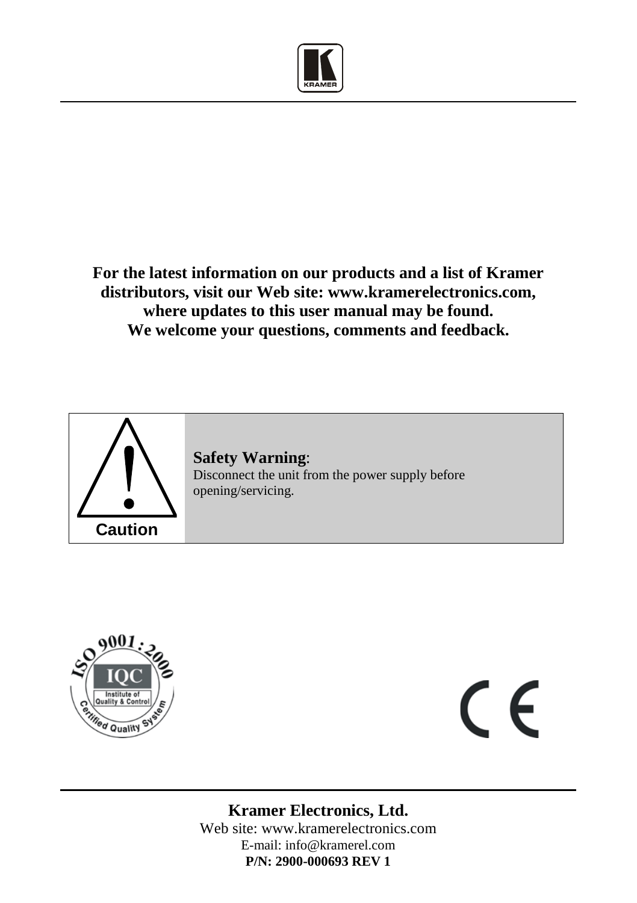**For the latest information on our products and a list of Kramer distributors, visit our Web site: www.kramerelectronics.com, where updates to this user manual may be found.**
**We welcome your questions, comments and feedback.**

| | |
|---|---|
| Caution | **Safety Warning**: Disconnect the unit from the power supply before opening/servicing. |

**Kramer Electronics, Ltd.**
Web site: www.kramerelectronics.com
E-mail: info@kramerel.com
**P/N: 2900-000693 REV 1**